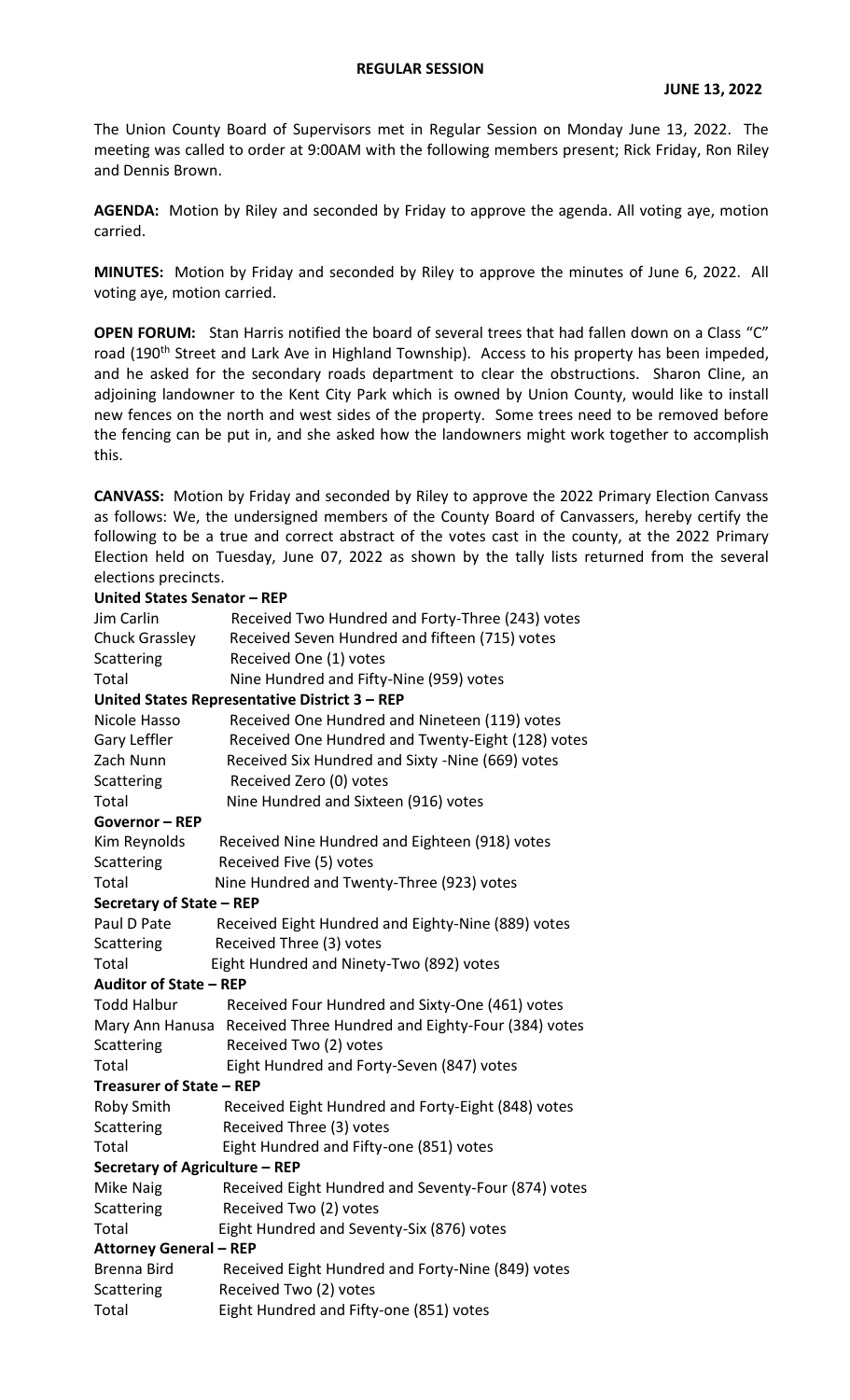**REGULAR SESSION**

**JUNE 13, 2022**

The Union County Board of Supervisors met in Regular Session on Monday June 13, 2022. The meeting was called to order at 9:00AM with the following members present; Rick Friday, Ron Riley and Dennis Brown.

**AGENDA:** Motion by Riley and seconded by Friday to approve the agenda. All voting aye, motion carried.

**MINUTES:** Motion by Friday and seconded by Riley to approve the minutes of June 6, 2022. All voting aye, motion carried.

**OPEN FORUM:** Stan Harris notified the board of several trees that had fallen down on a Class "C" road (190th Street and Lark Ave in Highland Township). Access to his property has been impeded, and he asked for the secondary roads department to clear the obstructions. Sharon Cline, an adjoining landowner to the Kent City Park which is owned by Union County, would like to install new fences on the north and west sides of the property. Some trees need to be removed before the fencing can be put in, and she asked how the landowners might work together to accomplish this.

**CANVASS:** Motion by Friday and seconded by Riley to approve the 2022 Primary Election Canvass as follows: We, the undersigned members of the County Board of Canvassers, hereby certify the following to be a true and correct abstract of the votes cast in the county, at the 2022 Primary Election held on Tuesday, June 07, 2022 as shown by the tally lists returned from the several elections precincts.

**United States Senator – REP**

| | |
|---|---|
| Jim Carlin | Received Two Hundred and Forty-Three (243) votes |
| Chuck Grassley | Received Seven Hundred and fifteen (715) votes |
| Scattering | Received One (1) votes |
| Total | Nine Hundred and Fifty-Nine (959) votes |

**United States Representative District 3 – REP**

| | |
|---|---|
| Nicole Hasso | Received One Hundred and Nineteen (119) votes |
| Gary Leffler | Received One Hundred and Twenty-Eight (128) votes |
| Zach Nunn | Received Six Hundred and Sixty -Nine (669) votes |
| Scattering | Received Zero (0) votes |
| Total | Nine Hundred and Sixteen (916) votes |

**Governor – REP**

| | |
|---|---|
| Kim Reynolds | Received Nine Hundred and Eighteen (918) votes |
| Scattering | Received Five (5) votes |
| Total | Nine Hundred and Twenty-Three (923) votes |

**Secretary of State – REP**

| | |
|---|---|
| Paul D Pate | Received Eight Hundred and Eighty-Nine (889) votes |
| Scattering | Received Three (3) votes |
| Total | Eight Hundred and Ninety-Two (892) votes |

**Auditor of State – REP**

| | |
|---|---|
| Todd Halbur | Received Four Hundred and Sixty-One (461) votes |
| Mary Ann Hanusa | Received Three Hundred and Eighty-Four (384) votes |
| Scattering | Received Two (2) votes |
| Total | Eight Hundred and Forty-Seven (847) votes |

**Treasurer of State – REP**

| | |
|---|---|
| Roby Smith | Received Eight Hundred and Forty-Eight (848) votes |
| Scattering | Received Three (3) votes |
| Total | Eight Hundred and Fifty-one (851) votes |

**Secretary of Agriculture – REP**

| | |
|---|---|
| Mike Naig | Received Eight Hundred and Seventy-Four (874) votes |
| Scattering | Received Two (2) votes |
| Total | Eight Hundred and Seventy-Six (876) votes |

**Attorney General – REP**

| | |
|---|---|
| Brenna Bird | Received Eight Hundred and Forty-Nine (849) votes |
| Scattering | Received Two (2) votes |
| Total | Eight Hundred and Fifty-one (851) votes |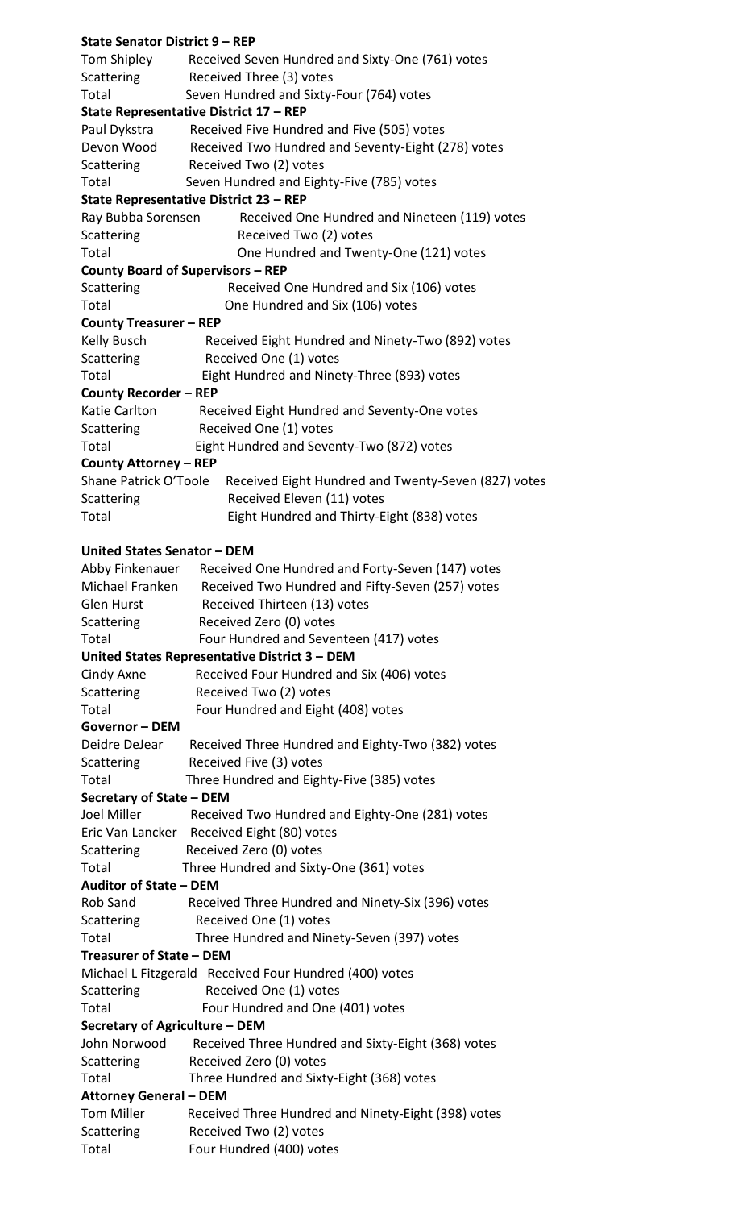**State Senator District 9 – REP**

Tom Shipley Received Seven Hundred and Sixty-One (761) votes
Scattering Received Three (3) votes
Total Seven Hundred and Sixty-Four (764) votes

**State Representative District 17 – REP**

Paul Dykstra Received Five Hundred and Five (505) votes
Devon Wood Received Two Hundred and Seventy-Eight (278) votes
Scattering Received Two (2) votes
Total Seven Hundred and Eighty-Five (785) votes

**State Representative District 23 – REP**

Ray Bubba Sorensen Received One Hundred and Nineteen (119) votes
Scattering Received Two (2) votes
Total One Hundred and Twenty-One (121) votes

**County Board of Supervisors – REP**

Scattering Received One Hundred and Six (106) votes
Total One Hundred and Six (106) votes

**County Treasurer – REP**

Kelly Busch Received Eight Hundred and Ninety-Two (892) votes
Scattering Received One (1) votes
Total Eight Hundred and Ninety-Three (893) votes

**County Recorder – REP**

Katie Carlton Received Eight Hundred and Seventy-One votes
Scattering Received One (1) votes
Total Eight Hundred and Seventy-Two (872) votes

**County Attorney – REP**

Shane Patrick O'Toole Received Eight Hundred and Twenty-Seven (827) votes
Scattering Received Eleven (11) votes
Total Eight Hundred and Thirty-Eight (838) votes

**United States Senator – DEM**

Abby Finkenauer Received One Hundred and Forty-Seven (147) votes
Michael Franken Received Two Hundred and Fifty-Seven (257) votes
Glen Hurst Received Thirteen (13) votes
Scattering Received Zero (0) votes
Total Four Hundred and Seventeen (417) votes

**United States Representative District 3 – DEM**

Cindy Axne Received Four Hundred and Six (406) votes
Scattering Received Two (2) votes
Total Four Hundred and Eight (408) votes

**Governor – DEM**

Deidre DeJear Received Three Hundred and Eighty-Two (382) votes
Scattering Received Five (3) votes
Total Three Hundred and Eighty-Five (385) votes

**Secretary of State – DEM**

Joel Miller Received Two Hundred and Eighty-One (281) votes
Eric Van Lancker Received Eight (80) votes
Scattering Received Zero (0) votes
Total Three Hundred and Sixty-One (361) votes

**Auditor of State – DEM**

Rob Sand Received Three Hundred and Ninety-Six (396) votes
Scattering Received One (1) votes
Total Three Hundred and Ninety-Seven (397) votes

**Treasurer of State – DEM**

Michael L Fitzgerald Received Four Hundred (400) votes
Scattering Received One (1) votes
Total Four Hundred and One (401) votes

**Secretary of Agriculture – DEM**

John Norwood Received Three Hundred and Sixty-Eight (368) votes
Scattering Received Zero (0) votes
Total Three Hundred and Sixty-Eight (368) votes

**Attorney General – DEM**

Tom Miller Received Three Hundred and Ninety-Eight (398) votes
Scattering Received Two (2) votes
Total Four Hundred (400) votes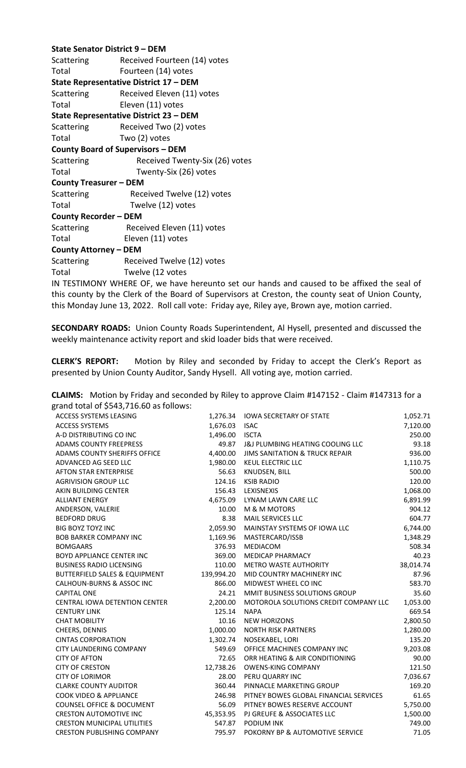**State Senator District 9 – DEM**

Scattering Received Fourteen (14) votes
Total Fourteen (14) votes

**State Representative District 17 – DEM**

Scattering Received Eleven (11) votes
Total Eleven (11) votes

**State Representative District 23 – DEM**

Scattering Received Two (2) votes
Total Two (2) votes

**County Board of Supervisors – DEM**

Scattering Received Twenty-Six (26) votes
Total Twenty-Six (26) votes

**County Treasurer – DEM**

Scattering Received Twelve (12) votes
Total Twelve (12) votes

**County Recorder – DEM**

Scattering Received Eleven (11) votes
Total Eleven (11) votes

**County Attorney – DEM**

Scattering Received Twelve (12) votes
Total Twelve (12 votes

IN TESTIMONY WHERE OF, we have hereunto set our hands and caused to be affixed the seal of this county by the Clerk of the Board of Supervisors at Creston, the county seat of Union County, this Monday June 13, 2022. Roll call vote: Friday aye, Riley aye, Brown aye, motion carried.

**SECONDARY ROADS:** Union County Roads Superintendent, Al Hysell, presented and discussed the weekly maintenance activity report and skid loader bids that were received.

**CLERK'S REPORT:** Motion by Riley and seconded by Friday to accept the Clerk's Report as presented by Union County Auditor, Sandy Hysell. All voting aye, motion carried.

**CLAIMS:** Motion by Friday and seconded by Riley to approve Claim #147152 - Claim #147313 for a grand total of $543,716.60 as follows:

| | | | |
|---|---|---|---|
| ACCESS SYSTEMS LEASING | 1,276.34 | IOWA SECRETARY OF STATE | 1,052.71 |
| ACCESS SYSTEMS | 1,676.03 | ISAC | 7,120.00 |
| A-D DISTRIBUTING CO INC | 1,496.00 | ISCTA | 250.00 |
| ADAMS COUNTY FREEPRESS | 49.87 | J&J PLUMBING HEATING COOLING LLC | 93.18 |
| ADAMS COUNTY SHERIFFS OFFICE | 4,400.00 | JIMS SANITATION & TRUCK REPAIR | 936.00 |
| ADVANCED AG SEED LLC | 1,980.00 | KEUL ELECTRIC LLC | 1,110.75 |
| AFTON STAR ENTERPRISE | 56.63 | KNUDSEN, BILL | 500.00 |
| AGRIVISION GROUP LLC | 124.16 | KSIB RADIO | 120.00 |
| AKIN BUILDING CENTER | 156.43 | LEXISNEXIS | 1,068.00 |
| ALLIANT ENERGY | 4,675.09 | LYNAM LAWN CARE LLC | 6,891.99 |
| ANDERSON, VALERIE | 10.00 | M & M MOTORS | 904.12 |
| BEDFORD DRUG | 8.38 | MAIL SERVICES LLC | 604.77 |
| BIG BOYZ TOYZ INC | 2,059.90 | MAINSTAY SYSTEMS OF IOWA LLC | 6,744.00 |
| BOB BARKER COMPANY INC | 1,169.96 | MASTERCARD/ISSB | 1,348.29 |
| BOMGAARS | 376.93 | MEDIACOM | 508.34 |
| BOYD APPLIANCE CENTER INC | 369.00 | MEDICAP PHARMACY | 40.23 |
| BUSINESS RADIO LICENSING | 110.00 | METRO WASTE AUTHORITY | 38,014.74 |
| BUTTERFIELD SALES & EQUIPMENT | 139,994.20 | MID COUNTRY MACHINERY INC | 87.96 |
| CALHOUN-BURNS & ASSOC INC | 866.00 | MIDWEST WHEEL CO INC | 583.70 |
| CAPITAL ONE | 24.21 | MMIT BUSINESS SOLUTIONS GROUP | 35.60 |
| CENTRAL IOWA DETENTION CENTER | 2,200.00 | MOTOROLA SOLUTIONS CREDIT COMPANY LLC | 1,053.00 |
| CENTURY LINK | 125.14 | NAPA | 669.54 |
| CHAT MOBILITY | 10.16 | NEW HORIZONS | 2,800.50 |
| CHEERS, DENNIS | 1,000.00 | NORTH RISK PARTNERS | 1,280.00 |
| CINTAS CORPORATION | 1,302.74 | NOSEKABEL, LORI | 135.20 |
| CITY LAUNDERING COMPANY | 549.69 | OFFICE MACHINES COMPANY INC | 9,203.08 |
| CITY OF AFTON | 72.65 | ORR HEATING & AIR CONDITIONING | 90.00 |
| CITY OF CRESTON | 12,738.26 | OWENS-KING COMPANY | 121.50 |
| CITY OF LORIMOR | 28.00 | PERU QUARRY INC | 7,036.67 |
| CLARKE COUNTY AUDITOR | 360.44 | PINNACLE MARKETING GROUP | 169.20 |
| COOK VIDEO & APPLIANCE | 246.98 | PITNEY BOWES GLOBAL FINANCIAL SERVICES | 61.65 |
| COUNSEL OFFICE & DOCUMENT | 56.09 | PITNEY BOWES RESERVE ACCOUNT | 5,750.00 |
| CRESTON AUTOMOTIVE INC | 45,353.95 | PJ GREUFE & ASSOCIATES LLC | 1,500.00 |
| CRESTON MUNICIPAL UTILITIES | 547.87 | PODIUM INK | 749.00 |
| CRESTON PUBLISHING COMPANY | 795.97 | POKORNY BP & AUTOMOTIVE SERVICE | 71.05 |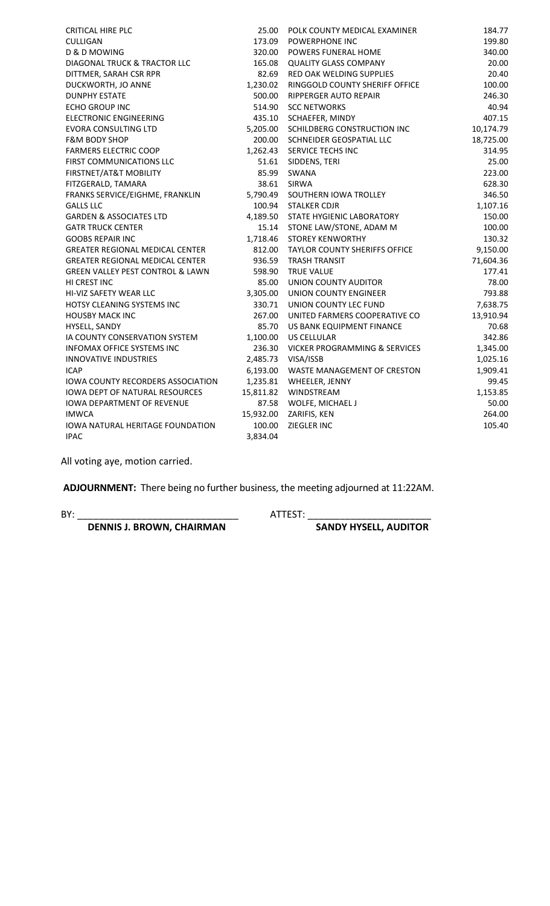| | | | |
|---|---|---|---|
| CRITICAL HIRE PLC | 25.00 | POLK COUNTY MEDICAL EXAMINER | 184.77 |
| CULLIGAN | 173.09 | POWERPHONE INC | 199.80 |
| D & D MOWING | 320.00 | POWERS FUNERAL HOME | 340.00 |
| DIAGONAL TRUCK & TRACTOR LLC | 165.08 | QUALITY GLASS COMPANY | 20.00 |
| DITTMER, SARAH CSR RPR | 82.69 | RED OAK WELDING SUPPLIES | 20.40 |
| DUCKWORTH, JO ANNE | 1,230.02 | RINGGOLD COUNTY SHERIFF OFFICE | 100.00 |
| DUNPHY ESTATE | 500.00 | RIPPERGER AUTO REPAIR | 246.30 |
| ECHO GROUP INC | 514.90 | SCC NETWORKS | 40.94 |
| ELECTRONIC ENGINEERING | 435.10 | SCHAEFER, MINDY | 407.15 |
| EVORA CONSULTING LTD | 5,205.00 | SCHILDBERG CONSTRUCTION INC | 10,174.79 |
| F&M BODY SHOP | 200.00 | SCHNEIDER GEOSPATIAL LLC | 18,725.00 |
| FARMERS ELECTRIC COOP | 1,262.43 | SERVICE TECHS INC | 314.95 |
| FIRST COMMUNICATIONS LLC | 51.61 | SIDDENS, TERI | 25.00 |
| FIRSTNET/AT&T MOBILITY | 85.99 | SWANA | 223.00 |
| FITZGERALD, TAMARA | 38.61 | SIRWA | 628.30 |
| FRANKS SERVICE/EIGHME, FRANKLIN | 5,790.49 | SOUTHERN IOWA TROLLEY | 346.50 |
| GALLS LLC | 100.94 | STALKER CDJR | 1,107.16 |
| GARDEN & ASSOCIATES LTD | 4,189.50 | STATE HYGIENIC LABORATORY | 150.00 |
| GATR TRUCK CENTER | 15.14 | STONE LAW/STONE, ADAM M | 100.00 |
| GOOBS REPAIR INC | 1,718.46 | STOREY KENWORTHY | 130.32 |
| GREATER REGIONAL MEDICAL CENTER | 812.00 | TAYLOR COUNTY SHERIFFS OFFICE | 9,150.00 |
| GREATER REGIONAL MEDICAL CENTER | 936.59 | TRASH TRANSIT | 71,604.36 |
| GREEN VALLEY PEST CONTROL & LAWN | 598.90 | TRUE VALUE | 177.41 |
| HI CREST INC | 85.00 | UNION COUNTY AUDITOR | 78.00 |
| HI-VIZ SAFETY WEAR LLC | 3,305.00 | UNION COUNTY ENGINEER | 793.88 |
| HOTSY CLEANING SYSTEMS INC | 330.71 | UNION COUNTY LEC FUND | 7,638.75 |
| HOUSBY MACK INC | 267.00 | UNITED FARMERS COOPERATIVE CO | 13,910.94 |
| HYSELL, SANDY | 85.70 | US BANK EQUIPMENT FINANCE | 70.68 |
| IA COUNTY CONSERVATION SYSTEM | 1,100.00 | US CELLULAR | 342.86 |
| INFOMAX OFFICE SYSTEMS INC | 236.30 | VICKER PROGRAMMING & SERVICES | 1,345.00 |
| INNOVATIVE INDUSTRIES | 2,485.73 | VISA/ISSB | 1,025.16 |
| ICAP | 6,193.00 | WASTE MANAGEMENT OF CRESTON | 1,909.41 |
| IOWA COUNTY RECORDERS ASSOCIATION | 1,235.81 | WHEELER, JENNY | 99.45 |
| IOWA DEPT OF NATURAL RESOURCES | 15,811.82 | WINDSTREAM | 1,153.85 |
| IOWA DEPARTMENT OF REVENUE | 87.58 | WOLFE, MICHAEL J | 50.00 |
| IMWCA | 15,932.00 | ZARIFIS, KEN | 264.00 |
| IOWA NATURAL HERITAGE FOUNDATION | 100.00 | ZIEGLER INC | 105.40 |
| IPAC | 3,834.04 | | |

All voting aye, motion carried.

**ADJOURNMENT:** There being no further business, the meeting adjourned at 11:22AM.

BY: ______________________________ ATTEST: ________________________

**DENNIS J. BROWN, CHAIRMAN** **SANDY HYSELL, AUDITOR**